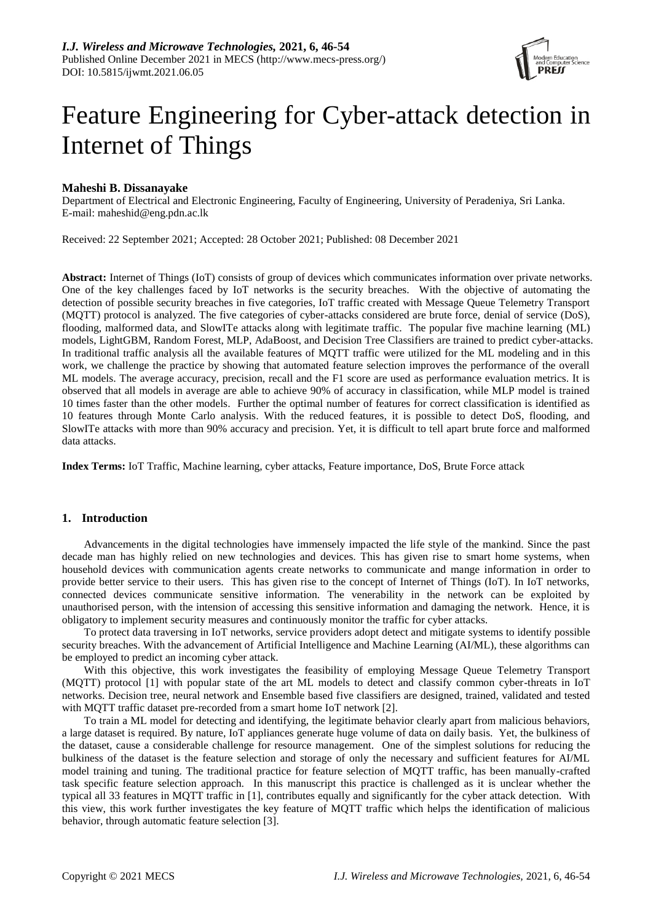# Feature Engineering for Cyber-attack detection in Internet of Things

**Maheshi B. Dissanayake**

Department of Electrical and Electronic Engineering, Faculty of Engineering, University of Peradeniya, Sri Lanka.
E-mail: maheshid@eng.pdn.ac.lk

Received: 22 September 2021; Accepted: 28 October 2021; Published: 08 December 2021

**Abstract:** Internet of Things (IoT) consists of group of devices which communicates information over private networks. One of the key challenges faced by IoT networks is the security breaches. With the objective of automating the detection of possible security breaches in five categories, IoT traffic created with Message Queue Telemetry Transport (MQTT) protocol is analyzed. The five categories of cyber-attacks considered are brute force, denial of service (DoS), flooding, malformed data, and SlowITe attacks along with legitimate traffic. The popular five machine learning (ML) models, LightGBM, Random Forest, MLP, AdaBoost, and Decision Tree Classifiers are trained to predict cyber-attacks. In traditional traffic analysis all the available features of MQTT traffic were utilized for the ML modeling and in this work, we challenge the practice by showing that automated feature selection improves the performance of the overall ML models. The average accuracy, precision, recall and the F1 score are used as performance evaluation metrics. It is observed that all models in average are able to achieve 90% of accuracy in classification, while MLP model is trained 10 times faster than the other models. Further the optimal number of features for correct classification is identified as 10 features through Monte Carlo analysis. With the reduced features, it is possible to detect DoS, flooding, and SlowITe attacks with more than 90% accuracy and precision. Yet, it is difficult to tell apart brute force and malformed data attacks.

**Index Terms:** IoT Traffic, Machine learning, cyber attacks, Feature importance, DoS, Brute Force attack

## 1. Introduction

Advancements in the digital technologies have immensely impacted the life style of the mankind. Since the past decade man has highly relied on new technologies and devices. This has given rise to smart home systems, when household devices with communication agents create networks to communicate and mange information in order to provide better service to their users. This has given rise to the concept of Internet of Things (IoT). In IoT networks, connected devices communicate sensitive information. The venerability in the network can be exploited by unauthorised person, with the intension of accessing this sensitive information and damaging the network. Hence, it is obligatory to implement security measures and continuously monitor the traffic for cyber attacks.

To protect data traversing in IoT networks, service providers adopt detect and mitigate systems to identify possible security breaches. With the advancement of Artificial Intelligence and Machine Learning (AI/ML), these algorithms can be employed to predict an incoming cyber attack.

With this objective, this work investigates the feasibility of employing Message Queue Telemetry Transport (MQTT) protocol [1] with popular state of the art ML models to detect and classify common cyber-threats in IoT networks. Decision tree, neural network and Ensemble based five classifiers are designed, trained, validated and tested with MQTT traffic dataset pre-recorded from a smart home IoT network [2].

To train a ML model for detecting and identifying, the legitimate behavior clearly apart from malicious behaviors, a large dataset is required. By nature, IoT appliances generate huge volume of data on daily basis. Yet, the bulkiness of the dataset, cause a considerable challenge for resource management. One of the simplest solutions for reducing the bulkiness of the dataset is the feature selection and storage of only the necessary and sufficient features for AI/ML model training and tuning. The traditional practice for feature selection of MQTT traffic, has been manually-crafted task specific feature selection approach. In this manuscript this practice is challenged as it is unclear whether the typical all 33 features in MQTT traffic in [1], contributes equally and significantly for the cyber attack detection. With this view, this work further investigates the key feature of MQTT traffic which helps the identification of malicious behavior, through automatic feature selection [3].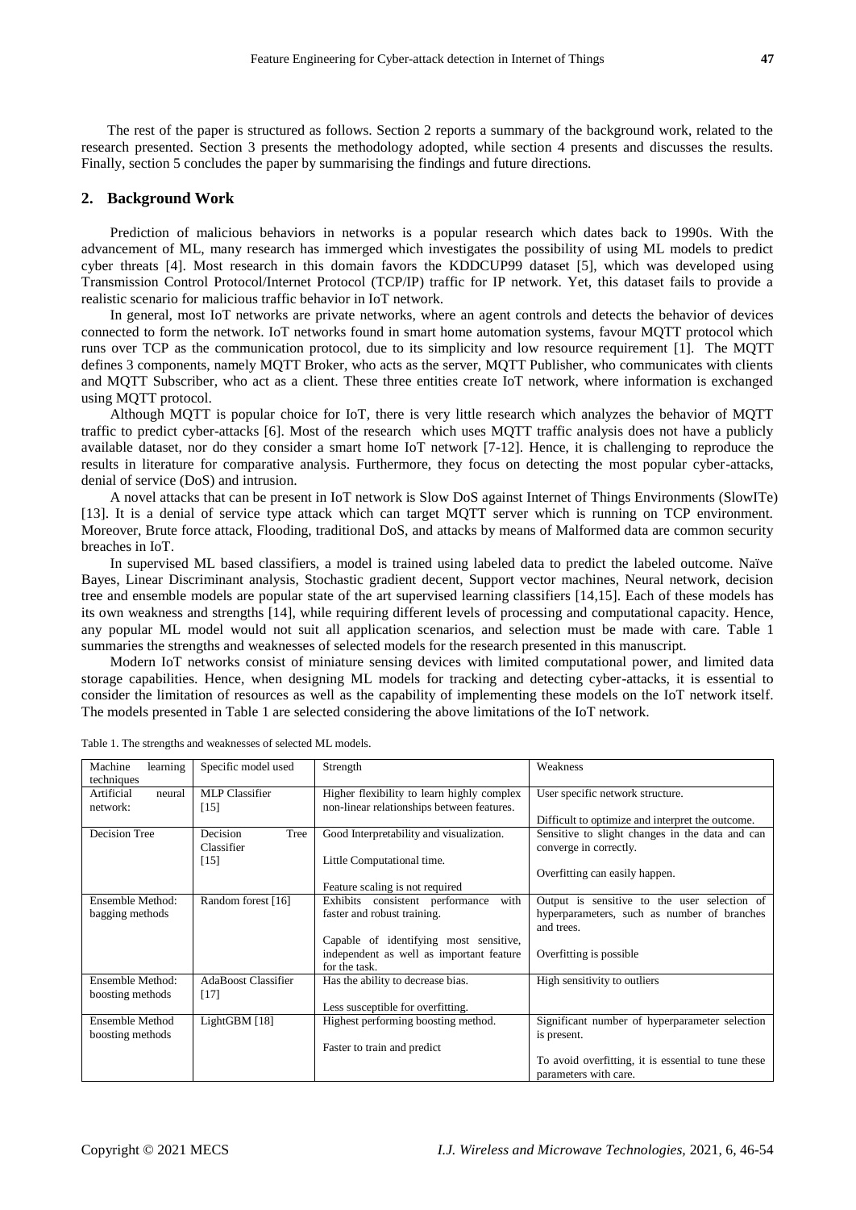The rest of the paper is structured as follows. Section 2 reports a summary of the background work, related to the research presented. Section 3 presents the methodology adopted, while section 4 presents and discusses the results. Finally, section 5 concludes the paper by summarising the findings and future directions.

## 2. Background Work

Prediction of malicious behaviors in networks is a popular research which dates back to 1990s. With the advancement of ML, many research has immerged which investigates the possibility of using ML models to predict cyber threats [4]. Most research in this domain favors the KDDCUP99 dataset [5], which was developed using Transmission Control Protocol/Internet Protocol (TCP/IP) traffic for IP network. Yet, this dataset fails to provide a realistic scenario for malicious traffic behavior in IoT network.

In general, most IoT networks are private networks, where an agent controls and detects the behavior of devices connected to form the network. IoT networks found in smart home automation systems, favour MQTT protocol which runs over TCP as the communication protocol, due to its simplicity and low resource requirement [1]. The MQTT defines 3 components, namely MQTT Broker, who acts as the server, MQTT Publisher, who communicates with clients and MQTT Subscriber, who act as a client. These three entities create IoT network, where information is exchanged using MQTT protocol.

Although MQTT is popular choice for IoT, there is very little research which analyzes the behavior of MQTT traffic to predict cyber-attacks [6]. Most of the research which uses MQTT traffic analysis does not have a publicly available dataset, nor do they consider a smart home IoT network [7-12]. Hence, it is challenging to reproduce the results in literature for comparative analysis. Furthermore, they focus on detecting the most popular cyber-attacks, denial of service (DoS) and intrusion.

A novel attacks that can be present in IoT network is Slow DoS against Internet of Things Environments (SlowITe) [13]. It is a denial of service type attack which can target MQTT server which is running on TCP environment. Moreover, Brute force attack, Flooding, traditional DoS, and attacks by means of Malformed data are common security breaches in IoT.

In supervised ML based classifiers, a model is trained using labeled data to predict the labeled outcome. Naïve Bayes, Linear Discriminant analysis, Stochastic gradient decent, Support vector machines, Neural network, decision tree and ensemble models are popular state of the art supervised learning classifiers [14,15]. Each of these models has its own weakness and strengths [14], while requiring different levels of processing and computational capacity. Hence, any popular ML model would not suit all application scenarios, and selection must be made with care. Table 1 summaries the strengths and weaknesses of selected models for the research presented in this manuscript.

Modern IoT networks consist of miniature sensing devices with limited computational power, and limited data storage capabilities. Hence, when designing ML models for tracking and detecting cyber-attacks, it is essential to consider the limitation of resources as well as the capability of implementing these models on the IoT network itself. The models presented in Table 1 are selected considering the above limitations of the IoT network.

Table 1. The strengths and weaknesses of selected ML models.

| Machine learning techniques | Specific model used | Strength | Weakness |
|---|---|---|---|
| Artificial neural network: | MLP Classifier [15] | Higher flexibility to learn highly complex non-linear relationships between features. | User specific network structure.<br><br>Difficult to optimize and interpret the outcome. |
| Decision Tree | Decision Tree Classifier [15] | Good Interpretability and visualization.<br><br>Little Computational time.<br><br>Feature scaling is not required | Sensitive to slight changes in the data and can converge in correctly.<br><br>Overfitting can easily happen. |
| Ensemble Method: bagging methods | Random forest [16] | Exhibits consistent performance with faster and robust training.<br><br>Capable of identifying most sensitive, independent as well as important feature for the task. | Output is sensitive to the user selection of hyperparameters, such as number of branches and trees.<br><br>Overfitting is possible |
| Ensemble Method: boosting methods | AdaBoost Classifier [17] | Has the ability to decrease bias.<br><br>Less susceptible for overfitting. | High sensitivity to outliers |
| Ensemble Method boosting methods | LightGBM [18] | Highest performing boosting method.<br><br>Faster to train and predict | Significant number of hyperparameter selection is present.<br><br>To avoid overfitting, it is essential to tune these parameters with care. |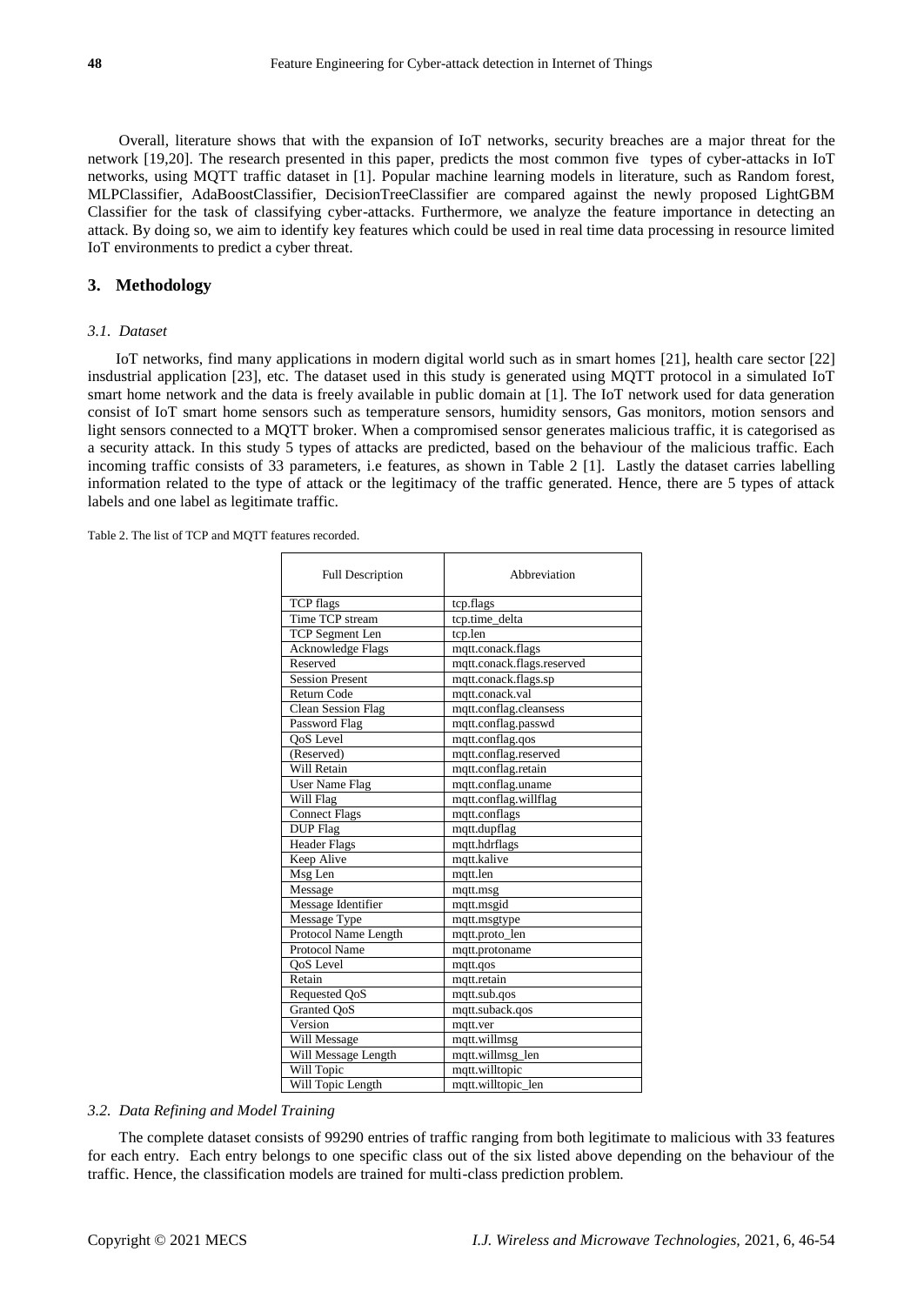Overall, literature shows that with the expansion of IoT networks, security breaches are a major threat for the network [19,20]. The research presented in this paper, predicts the most common five types of cyber-attacks in IoT networks, using MQTT traffic dataset in [1]. Popular machine learning models in literature, such as Random forest, MLPClassifier, AdaBoostClassifier, DecisionTreeClassifier are compared against the newly proposed LightGBM Classifier for the task of classifying cyber-attacks. Furthermore, we analyze the feature importance in detecting an attack. By doing so, we aim to identify key features which could be used in real time data processing in resource limited IoT environments to predict a cyber threat.

## 3. Methodology

### *3.1. Dataset*

IoT networks, find many applications in modern digital world such as in smart homes [21], health care sector [22] insdustrial application [23], etc. The dataset used in this study is generated using MQTT protocol in a simulated IoT smart home network and the data is freely available in public domain at [1]. The IoT network used for data generation consist of IoT smart home sensors such as temperature sensors, humidity sensors, Gas monitors, motion sensors and light sensors connected to a MQTT broker. When a compromised sensor generates malicious traffic, it is categorised as a security attack. In this study 5 types of attacks are predicted, based on the behaviour of the malicious traffic. Each incoming traffic consists of 33 parameters, i.e features, as shown in Table 2 [1]. Lastly the dataset carries labelling information related to the type of attack or the legitimacy of the traffic generated. Hence, there are 5 types of attack labels and one label as legitimate traffic.

Table 2. The list of TCP and MQTT features recorded.

| Full Description | Abbreviation |
|---|---|
| TCP flags | tcp.flags |
| Time TCP stream | tcp.time_delta |
| TCP Segment Len | tcp.len |
| Acknowledge Flags | mqtt.conack.flags |
| Reserved | mqtt.conack.flags.reserved |
| Session Present | mqtt.conack.flags.sp |
| Return Code | mqtt.conack.val |
| Clean Session Flag | mqtt.conflag.cleansess |
| Password Flag | mqtt.conflag.passwd |
| QoS Level | mqtt.conflag.qos |
| (Reserved) | mqtt.conflag.reserved |
| Will Retain | mqtt.conflag.retain |
| User Name Flag | mqtt.conflag.uname |
| Will Flag | mqtt.conflag.willflag |
| Connect Flags | mqtt.conflags |
| DUP Flag | mqtt.dupflag |
| Header Flags | mqtt.hdrflags |
| Keep Alive | mqtt.kalive |
| Msg Len | mqtt.len |
| Message | mqtt.msg |
| Message Identifier | mqtt.msgid |
| Message Type | mqtt.msgtype |
| Protocol Name Length | mqtt.proto_len |
| Protocol Name | mqtt.protoname |
| QoS Level | mqtt.qos |
| Retain | mqtt.retain |
| Requested QoS | mqtt.sub.qos |
| Granted QoS | mqtt.suback.qos |
| Version | mqtt.ver |
| Will Message | mqtt.willmsg |
| Will Message Length | mqtt.willmsg_len |
| Will Topic | mqtt.willtopic |
| Will Topic Length | mqtt.willtopic_len |

### *3.2. Data Refining and Model Training*

The complete dataset consists of 99290 entries of traffic ranging from both legitimate to malicious with 33 features for each entry. Each entry belongs to one specific class out of the six listed above depending on the behaviour of the traffic. Hence, the classification models are trained for multi-class prediction problem.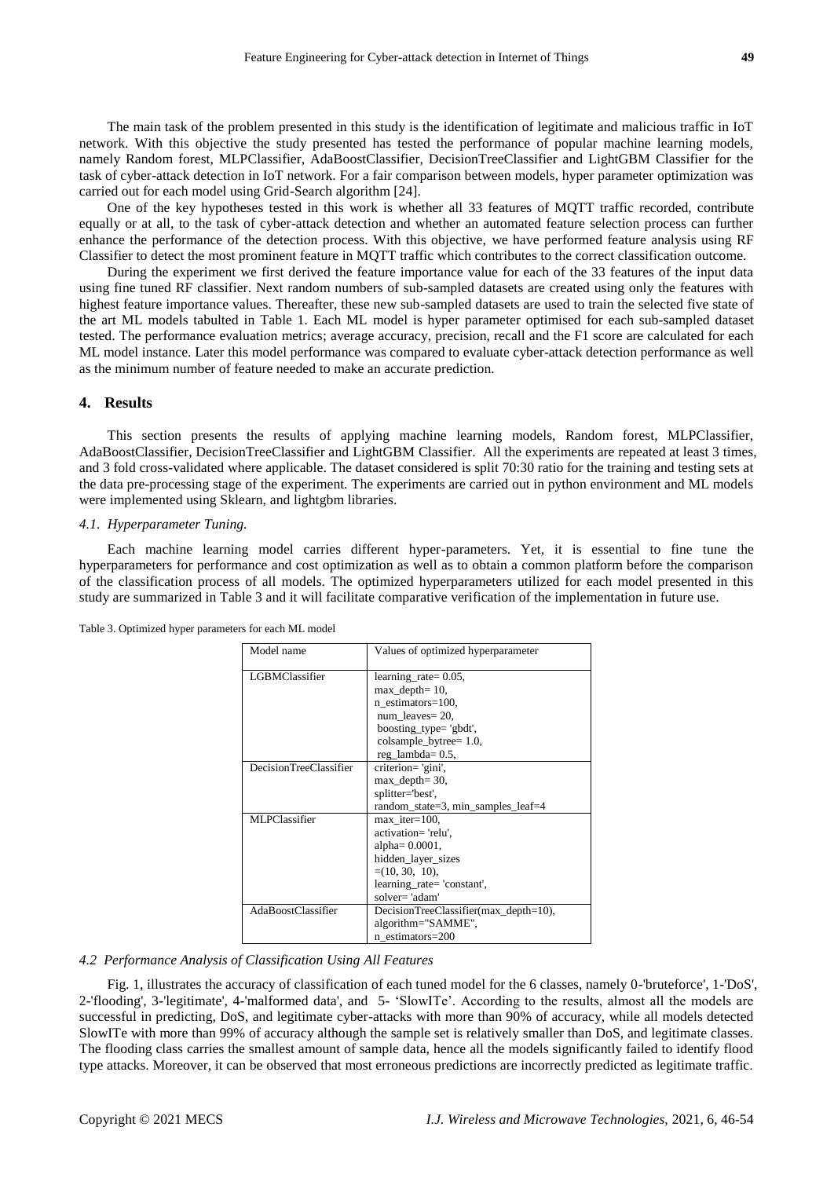The main task of the problem presented in this study is the identification of legitimate and malicious traffic in IoT network. With this objective the study presented has tested the performance of popular machine learning models, namely Random forest, MLPClassifier, AdaBoostClassifier, DecisionTreeClassifier and LightGBM Classifier for the task of cyber-attack detection in IoT network. For a fair comparison between models, hyper parameter optimization was carried out for each model using Grid-Search algorithm [24].

One of the key hypotheses tested in this work is whether all 33 features of MQTT traffic recorded, contribute equally or at all, to the task of cyber-attack detection and whether an automated feature selection process can further enhance the performance of the detection process. With this objective, we have performed feature analysis using RF Classifier to detect the most prominent feature in MQTT traffic which contributes to the correct classification outcome.

During the experiment we first derived the feature importance value for each of the 33 features of the input data using fine tuned RF classifier. Next random numbers of sub-sampled datasets are created using only the features with highest feature importance values. Thereafter, these new sub-sampled datasets are used to train the selected five state of the art ML models tabulted in Table 1. Each ML model is hyper parameter optimised for each sub-sampled dataset tested. The performance evaluation metrics; average accuracy, precision, recall and the F1 score are calculated for each ML model instance. Later this model performance was compared to evaluate cyber-attack detection performance as well as the minimum number of feature needed to make an accurate prediction.

## 4. Results

This section presents the results of applying machine learning models, Random forest, MLPClassifier, AdaBoostClassifier, DecisionTreeClassifier and LightGBM Classifier. All the experiments are repeated at least 3 times, and 3 fold cross-validated where applicable. The dataset considered is split 70:30 ratio for the training and testing sets at the data pre-processing stage of the experiment. The experiments are carried out in python environment and ML models were implemented using Sklearn, and lightgbm libraries.

### *4.1. Hyperparameter Tuning.*

Each machine learning model carries different hyper-parameters. Yet, it is essential to fine tune the hyperparameters for performance and cost optimization as well as to obtain a common platform before the comparison of the classification process of all models. The optimized hyperparameters utilized for each model presented in this study are summarized in Table 3 and it will facilitate comparative verification of the implementation in future use.

Table 3. Optimized hyper parameters for each ML model

| Model name | Values of optimized hyperparameter |
|---|---|
| LGBMClassifier | learning_rate= 0.05, max_depth= 10, n_estimators=100, num_leaves= 20, boosting_type= 'gbdt', colsample_bytree= 1.0, reg_lambda= 0.5, |
| DecisionTreeClassifier | criterion= 'gini', max_depth= 30, splitter='best', random_state=3, min_samples_leaf=4 |
| MLPClassifier | max_iter=100, activation= 'relu', alpha= 0.0001, hidden_layer_sizes =(10, 30, 10), learning_rate= 'constant', solver= 'adam' |
| AdaBoostClassifier | DecisionTreeClassifier(max_depth=10), algorithm="SAMME", n_estimators=200 |

### *4.2 Performance Analysis of Classification Using All Features*

Fig. 1, illustrates the accuracy of classification of each tuned model for the 6 classes, namely 0-'bruteforce', 1-'DoS', 2-'flooding', 3-'legitimate', 4-'malformed data', and 5- 'SlowITe'. According to the results, almost all the models are successful in predicting, DoS, and legitimate cyber-attacks with more than 90% of accuracy, while all models detected SlowITe with more than 99% of accuracy although the sample set is relatively smaller than DoS, and legitimate classes. The flooding class carries the smallest amount of sample data, hence all the models significantly failed to identify flood type attacks. Moreover, it can be observed that most erroneous predictions are incorrectly predicted as legitimate traffic.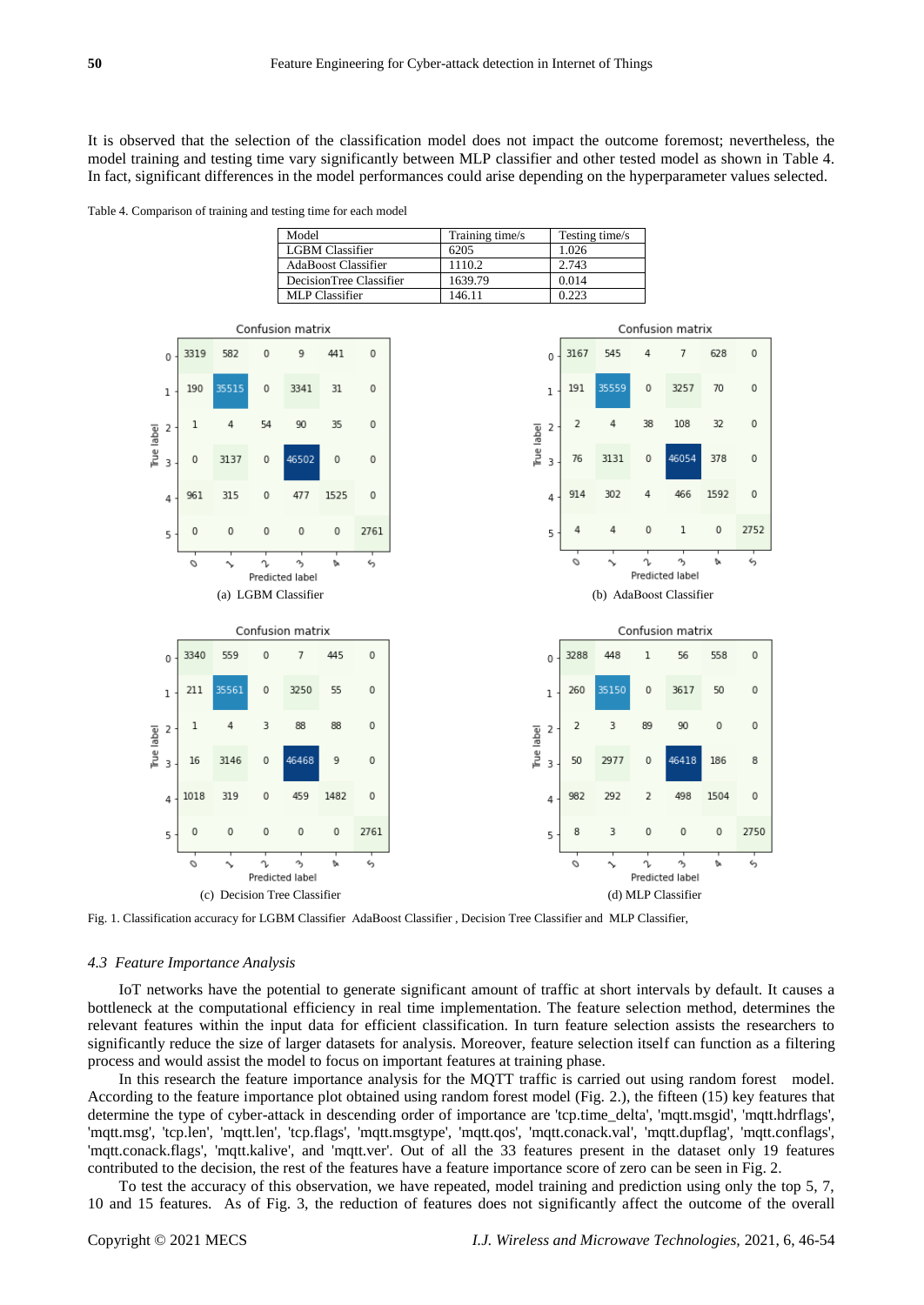It is observed that the selection of the classification model does not impact the outcome foremost; nevertheless, the model training and testing time vary significantly between MLP classifier and other tested model as shown in Table 4. In fact, significant differences in the model performances could arise depending on the hyperparameter values selected.

Table 4. Comparison of training and testing time for each model

| Model | Training time/s | Testing time/s |
|---|---|---|
| LGBM Classifier | 6205 | 1.026 |
| AdaBoost Classifier | 1110.2 | 2.743 |
| DecisionTree Classifier | 1639.79 | 0.014 |
| MLP Classifier | 146.11 | 0.223 |

(a) LGBM Classifier

(b) AdaBoost Classifier

(c) Decision Tree Classifier

(d) MLP Classifier

Fig. 1. Classification accuracy for LGBM Classifier AdaBoost Classifier , Decision Tree Classifier and MLP Classifier,

### *4.3 Feature Importance Analysis*

IoT networks have the potential to generate significant amount of traffic at short intervals by default. It causes a bottleneck at the computational efficiency in real time implementation. The feature selection method, determines the relevant features within the input data for efficient classification. In turn feature selection assists the researchers to significantly reduce the size of larger datasets for analysis. Moreover, feature selection itself can function as a filtering process and would assist the model to focus on important features at training phase.

In this research the feature importance analysis for the MQTT traffic is carried out using random forest model. According to the feature importance plot obtained using random forest model (Fig. 2.), the fifteen (15) key features that determine the type of cyber-attack in descending order of importance are 'tcp.time_delta', 'mqtt.msgid', 'mqtt.hdrflags', 'mqtt.msg', 'tcp.len', 'mqtt.len', 'tcp.flags', 'mqtt.msgtype', 'mqtt.qos', 'mqtt.conack.val', 'mqtt.dupflag', 'mqtt.conflags', 'mqtt.conack.flags', 'mqtt.kalive', and 'mqtt.ver'. Out of all the 33 features present in the dataset only 19 features contributed to the decision, the rest of the features have a feature importance score of zero can be seen in Fig. 2.

To test the accuracy of this observation, we have repeated, model training and prediction using only the top 5, 7, 10 and 15 features. As of Fig. 3, the reduction of features does not significantly affect the outcome of the overall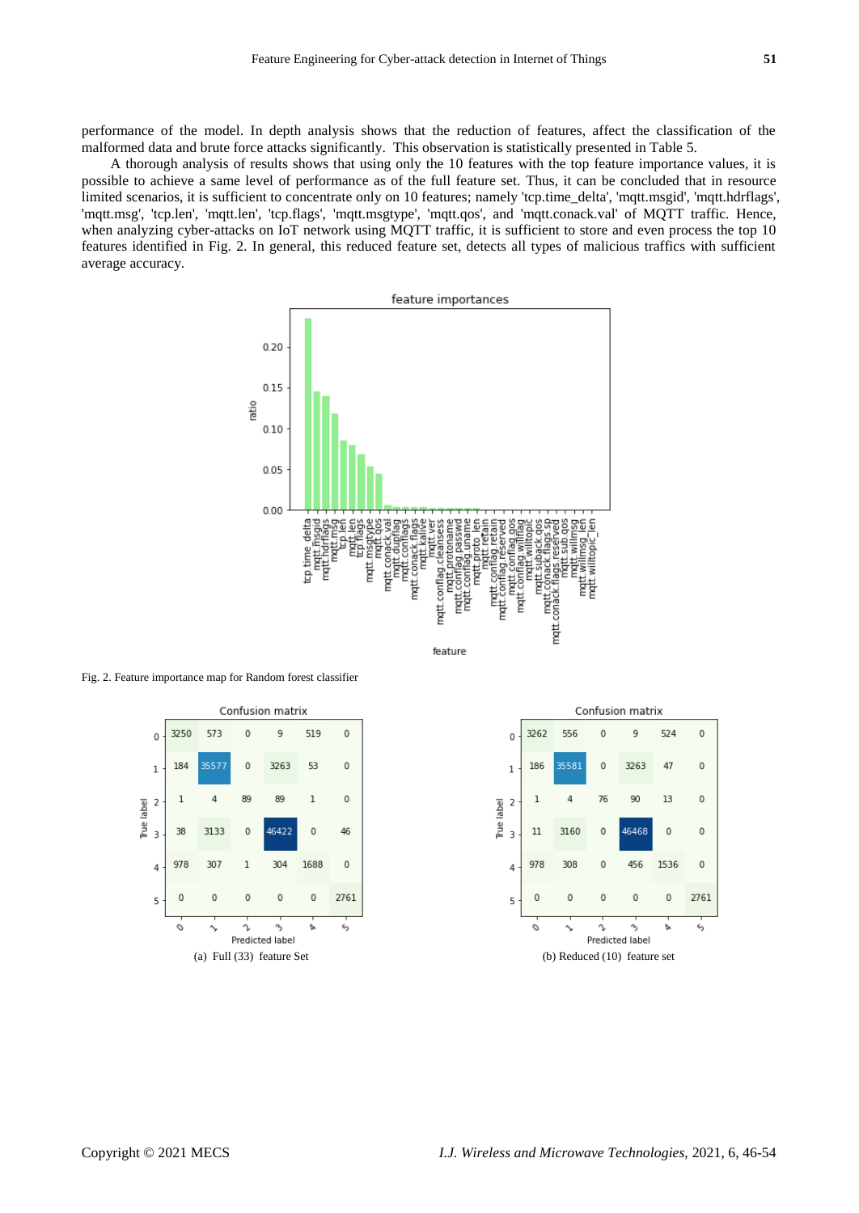performance of the model. In depth analysis shows that the reduction of features, affect the classification of the malformed data and brute force attacks significantly. This observation is statistically presented in Table 5.

A thorough analysis of results shows that using only the 10 features with the top feature importance values, it is possible to achieve a same level of performance as of the full feature set. Thus, it can be concluded that in resource limited scenarios, it is sufficient to concentrate only on 10 features; namely 'tcp.time_delta', 'mqtt.msgid', 'mqtt.hdrflags', 'mqtt.msg', 'tcp.len', 'mqtt.len', 'tcp.flags', 'mqtt.msgtype', 'mqtt.qos', and 'mqtt.conack.val' of MQTT traffic. Hence, when analyzing cyber-attacks on IoT network using MQTT traffic, it is sufficient to store and even process the top 10 features identified in Fig. 2. In general, this reduced feature set, detects all types of malicious traffics with sufficient average accuracy.

Fig. 2. Feature importance map for Random forest classifier

(a) Full (33) feature Set

(b) Reduced (10) feature set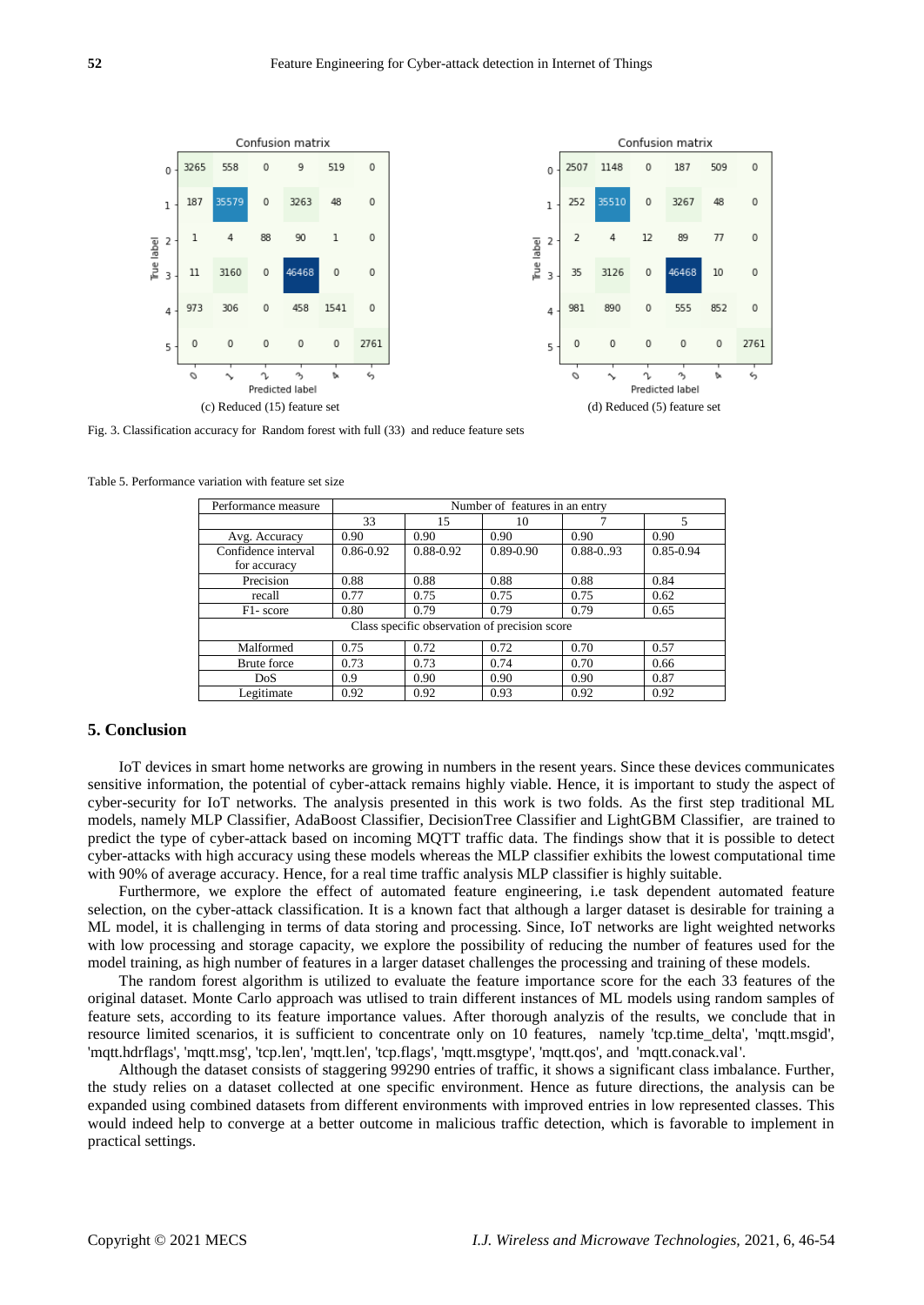Confusion matrix

|  | 0 | 1 | 2 | 3 | 4 | 5 |
|---|---|---|---|---|---|---|
| 0 | 3265 | 558 | 0 | 9 | 519 | 0 |
| 1 | 187 | 35579 | 0 | 3263 | 48 | 0 |
| 2 | 1 | 4 | 88 | 90 | 1 | 0 |
| 3 | 11 | 3160 | 0 | 46468 | 0 | 0 |
| 4 | 973 | 306 | 0 | 458 | 1541 | 0 |
| 5 | 0 | 0 | 0 | 0 | 0 | 2761 |

True label / Predicted label

(c) Reduced (15) feature set

Confusion matrix

|  | 0 | 1 | 2 | 3 | 4 | 5 |
|---|---|---|---|---|---|---|
| 0 | 2507 | 1148 | 0 | 187 | 509 | 0 |
| 1 | 252 | 35510 | 0 | 3267 | 48 | 0 |
| 2 | 2 | 4 | 12 | 89 | 77 | 0 |
| 3 | 35 | 3126 | 0 | 46468 | 10 | 0 |
| 4 | 981 | 890 | 0 | 555 | 852 | 0 |
| 5 | 0 | 0 | 0 | 0 | 0 | 2761 |

True label / Predicted label

(d) Reduced (5) feature set

Fig. 3. Classification accuracy for Random forest with full (33) and reduce feature sets

Table 5. Performance variation with feature set size

| Performance measure | Number of features in an entry | | | | |
|---|---|---|---|---|---|
| | 33 | 15 | 10 | 7 | 5 |
| Avg. Accuracy | 0.90 | 0.90 | 0.90 | 0.90 | 0.90 |
| Confidence interval for accuracy | 0.86-0.92 | 0.88-0.92 | 0.89-0.90 | 0.88-0..93 | 0.85-0.94 |
| Precision | 0.88 | 0.88 | 0.88 | 0.88 | 0.84 |
| recall | 0.77 | 0.75 | 0.75 | 0.75 | 0.62 |
| F1- score | 0.80 | 0.79 | 0.79 | 0.79 | 0.65 |
| Class specific observation of precision score | | | | | |
| Malformed | 0.75 | 0.72 | 0.72 | 0.70 | 0.57 |
| Brute force | 0.73 | 0.73 | 0.74 | 0.70 | 0.66 |
| DoS | 0.9 | 0.90 | 0.90 | 0.90 | 0.87 |
| Legitimate | 0.92 | 0.92 | 0.93 | 0.92 | 0.92 |

## 5. Conclusion

IoT devices in smart home networks are growing in numbers in the resent years. Since these devices communicates sensitive information, the potential of cyber-attack remains highly viable. Hence, it is important to study the aspect of cyber-security for IoT networks. The analysis presented in this work is two folds. As the first step traditional ML models, namely MLP Classifier, AdaBoost Classifier, DecisionTree Classifier and LightGBM Classifier, are trained to predict the type of cyber-attack based on incoming MQTT traffic data. The findings show that it is possible to detect cyber-attacks with high accuracy using these models whereas the MLP classifier exhibits the lowest computational time with 90% of average accuracy. Hence, for a real time traffic analysis MLP classifier is highly suitable.

Furthermore, we explore the effect of automated feature engineering, i.e task dependent automated feature selection, on the cyber-attack classification. It is a known fact that although a larger dataset is desirable for training a ML model, it is challenging in terms of data storing and processing. Since, IoT networks are light weighted networks with low processing and storage capacity, we explore the possibility of reducing the number of features used for the model training, as high number of features in a larger dataset challenges the processing and training of these models.

The random forest algorithm is utilized to evaluate the feature importance score for the each 33 features of the original dataset. Monte Carlo approach was utlised to train different instances of ML models using random samples of feature sets, according to its feature importance values. After thorough analyzis of the results, we conclude that in resource limited scenarios, it is sufficient to concentrate only on 10 features, namely 'tcp.time_delta', 'mqtt.msgid', 'mqtt.hdrflags', 'mqtt.msg', 'tcp.len', 'mqtt.len', 'tcp.flags', 'mqtt.msgtype', 'mqtt.qos', and 'mqtt.conack.val'.

Although the dataset consists of staggering 99290 entries of traffic, it shows a significant class imbalance. Further, the study relies on a dataset collected at one specific environment. Hence as future directions, the analysis can be expanded using combined datasets from different environments with improved entries in low represented classes. This would indeed help to converge at a better outcome in malicious traffic detection, which is favorable to implement in practical settings.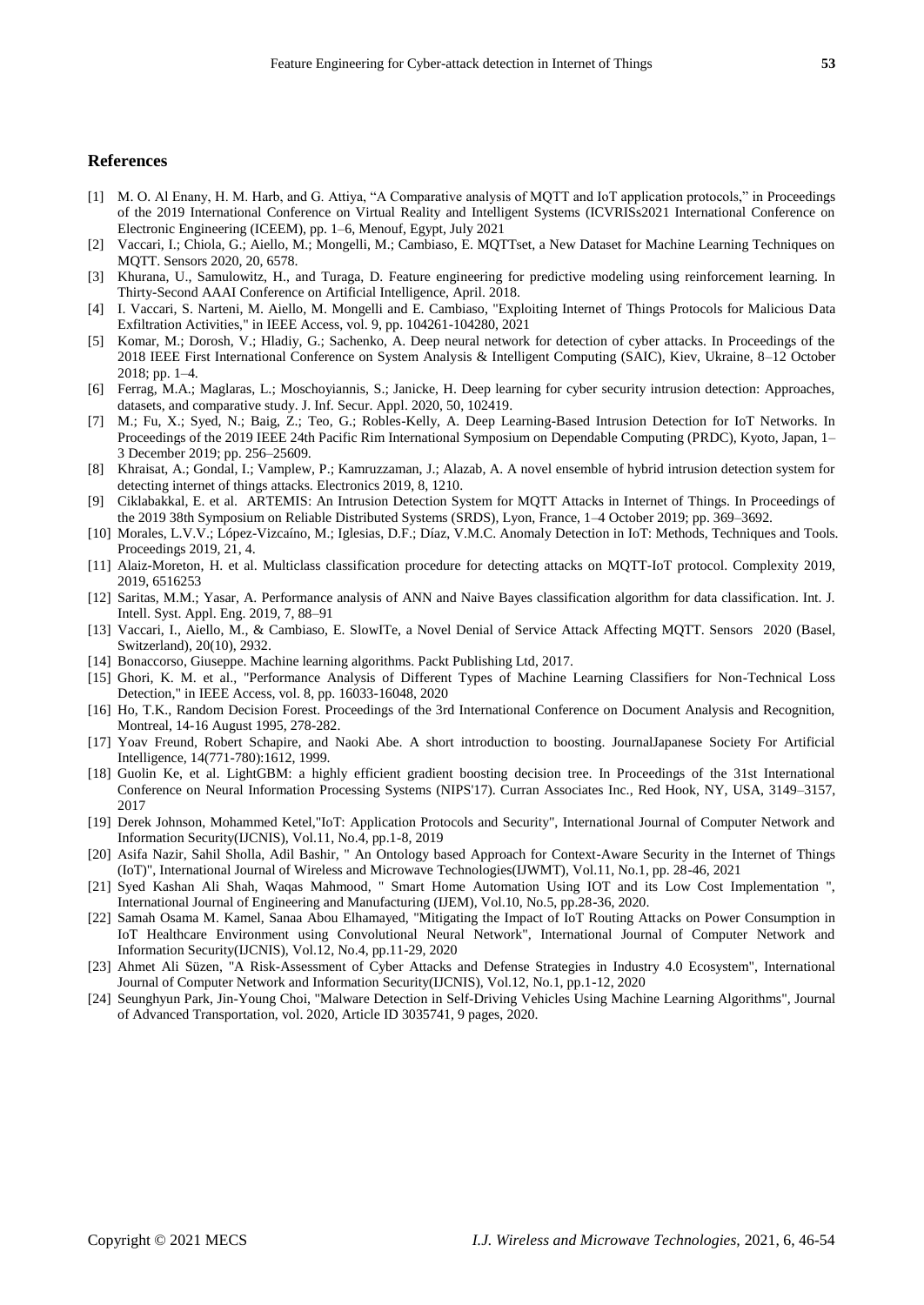## References

[1] M. O. Al Enany, H. M. Harb, and G. Attiya, "A Comparative analysis of MQTT and IoT application protocols," in Proceedings of the 2019 International Conference on Virtual Reality and Intelligent Systems (ICVRISs2021 International Conference on Electronic Engineering (ICEEM), pp. 1–6, Menouf, Egypt, July 2021

[2] Vaccari, I.; Chiola, G.; Aiello, M.; Mongelli, M.; Cambiaso, E. MQTTset, a New Dataset for Machine Learning Techniques on MQTT. Sensors 2020, 20, 6578.

[3] Khurana, U., Samulowitz, H., and Turaga, D. Feature engineering for predictive modeling using reinforcement learning. In Thirty-Second AAAI Conference on Artificial Intelligence, April. 2018.

[4] I. Vaccari, S. Narteni, M. Aiello, M. Mongelli and E. Cambiaso, "Exploiting Internet of Things Protocols for Malicious Data Exfiltration Activities," in IEEE Access, vol. 9, pp. 104261-104280, 2021

[5] Komar, M.; Dorosh, V.; Hladiy, G.; Sachenko, A. Deep neural network for detection of cyber attacks. In Proceedings of the 2018 IEEE First International Conference on System Analysis & Intelligent Computing (SAIC), Kiev, Ukraine, 8–12 October 2018; pp. 1–4.

[6] Ferrag, M.A.; Maglaras, L.; Moschoyiannis, S.; Janicke, H. Deep learning for cyber security intrusion detection: Approaches, datasets, and comparative study. J. Inf. Secur. Appl. 2020, 50, 102419.

[7] M.; Fu, X.; Syed, N.; Baig, Z.; Teo, G.; Robles-Kelly, A. Deep Learning-Based Intrusion Detection for IoT Networks. In Proceedings of the 2019 IEEE 24th Pacific Rim International Symposium on Dependable Computing (PRDC), Kyoto, Japan, 1–3 December 2019; pp. 256–25609.

[8] Khraisat, A.; Gondal, I.; Vamplew, P.; Kamruzzaman, J.; Alazab, A. A novel ensemble of hybrid intrusion detection system for detecting internet of things attacks. Electronics 2019, 8, 1210.

[9] Ciklabakkal, E. et al. ARTEMIS: An Intrusion Detection System for MQTT Attacks in Internet of Things. In Proceedings of the 2019 38th Symposium on Reliable Distributed Systems (SRDS), Lyon, France, 1–4 October 2019; pp. 369–3692.

[10] Morales, L.V.V.; López-Vizcaíno, M.; Iglesias, D.F.; Díaz, V.M.C. Anomaly Detection in IoT: Methods, Techniques and Tools. Proceedings 2019, 21, 4.

[11] Alaiz-Moreton, H. et al. Multiclass classification procedure for detecting attacks on MQTT-IoT protocol. Complexity 2019, 2019, 6516253

[12] Saritas, M.M.; Yasar, A. Performance analysis of ANN and Naive Bayes classification algorithm for data classification. Int. J. Intell. Syst. Appl. Eng. 2019, 7, 88–91

[13] Vaccari, I., Aiello, M., & Cambiaso, E. SlowITe, a Novel Denial of Service Attack Affecting MQTT. Sensors 2020 (Basel, Switzerland), 20(10), 2932.

[14] Bonaccorso, Giuseppe. Machine learning algorithms. Packt Publishing Ltd, 2017.

[15] Ghori, K. M. et al., "Performance Analysis of Different Types of Machine Learning Classifiers for Non-Technical Loss Detection," in IEEE Access, vol. 8, pp. 16033-16048, 2020

[16] Ho, T.K., Random Decision Forest. Proceedings of the 3rd International Conference on Document Analysis and Recognition, Montreal, 14-16 August 1995, 278-282.

[17] Yoav Freund, Robert Schapire, and Naoki Abe. A short introduction to boosting. JournalJapanese Society For Artificial Intelligence, 14(771-780):1612, 1999.

[18] Guolin Ke, et al. LightGBM: a highly efficient gradient boosting decision tree. In Proceedings of the 31st International Conference on Neural Information Processing Systems (NIPS'17). Curran Associates Inc., Red Hook, NY, USA, 3149–3157, 2017

[19] Derek Johnson, Mohammed Ketel,"IoT: Application Protocols and Security", International Journal of Computer Network and Information Security(IJCNIS), Vol.11, No.4, pp.1-8, 2019

[20] Asifa Nazir, Sahil Sholla, Adil Bashir, " An Ontology based Approach for Context-Aware Security in the Internet of Things (IoT)", International Journal of Wireless and Microwave Technologies(IJWMT), Vol.11, No.1, pp. 28-46, 2021

[21] Syed Kashan Ali Shah, Waqas Mahmood, " Smart Home Automation Using IOT and its Low Cost Implementation ", International Journal of Engineering and Manufacturing (IJEM), Vol.10, No.5, pp.28-36, 2020.

[22] Samah Osama M. Kamel, Sanaa Abou Elhamayed, "Mitigating the Impact of IoT Routing Attacks on Power Consumption in IoT Healthcare Environment using Convolutional Neural Network", International Journal of Computer Network and Information Security(IJCNIS), Vol.12, No.4, pp.11-29, 2020

[23] Ahmet Ali Süzen, "A Risk-Assessment of Cyber Attacks and Defense Strategies in Industry 4.0 Ecosystem", International Journal of Computer Network and Information Security(IJCNIS), Vol.12, No.1, pp.1-12, 2020

[24] Seunghyun Park, Jin-Young Choi, "Malware Detection in Self-Driving Vehicles Using Machine Learning Algorithms", Journal of Advanced Transportation, vol. 2020, Article ID 3035741, 9 pages, 2020.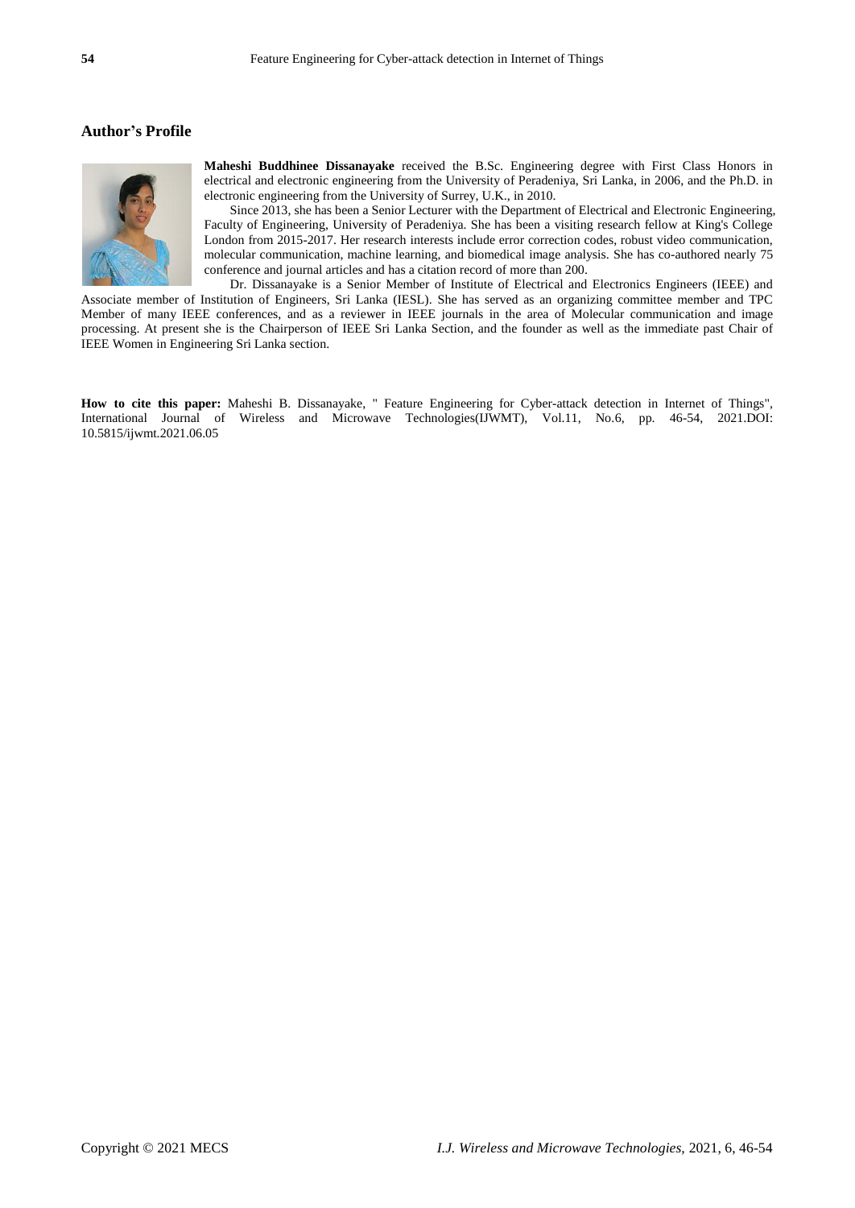## Author's Profile

**Maheshi Buddhinee Dissanayake** received the B.Sc. Engineering degree with First Class Honors in electrical and electronic engineering from the University of Peradeniya, Sri Lanka, in 2006, and the Ph.D. in electronic engineering from the University of Surrey, U.K., in 2010.

Since 2013, she has been a Senior Lecturer with the Department of Electrical and Electronic Engineering, Faculty of Engineering, University of Peradeniya. She has been a visiting research fellow at King's College London from 2015-2017. Her research interests include error correction codes, robust video communication, molecular communication, machine learning, and biomedical image analysis. She has co-authored nearly 75 conference and journal articles and has a citation record of more than 200.

Dr. Dissanayake is a Senior Member of Institute of Electrical and Electronics Engineers (IEEE) and Associate member of Institution of Engineers, Sri Lanka (IESL). She has served as an organizing committee member and TPC Member of many IEEE conferences, and as a reviewer in IEEE journals in the area of Molecular communication and image processing. At present she is the Chairperson of IEEE Sri Lanka Section, and the founder as well as the immediate past Chair of IEEE Women in Engineering Sri Lanka section.

**How to cite this paper:** Maheshi B. Dissanayake, " Feature Engineering for Cyber-attack detection in Internet of Things", International Journal of Wireless and Microwave Technologies(IJWMT), Vol.11, No.6, pp. 46-54, 2021.DOI: 10.5815/ijwmt.2021.06.05